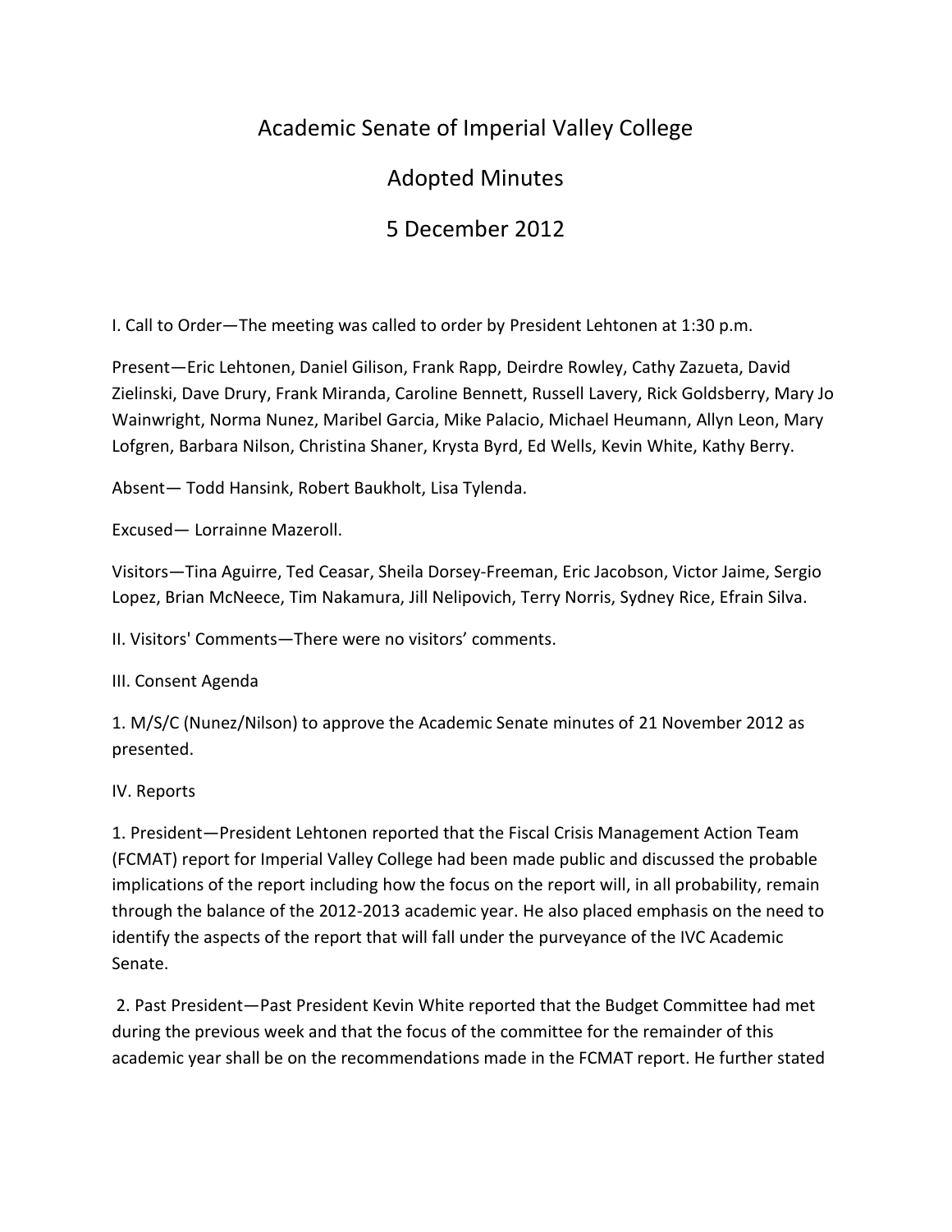# Academic Senate of Imperial Valley College

## Adopted Minutes

## 5 December 2012

I. Call to Order—The meeting was called to order by President Lehtonen at 1:30 p.m.

Present—Eric Lehtonen, Daniel Gilison, Frank Rapp, Deirdre Rowley, Cathy Zazueta, David Zielinski, Dave Drury, Frank Miranda, Caroline Bennett, Russell Lavery, Rick Goldsberry, Mary Jo Wainwright, Norma Nunez, Maribel Garcia, Mike Palacio, Michael Heumann, Allyn Leon, Mary Lofgren, Barbara Nilson, Christina Shaner, Krysta Byrd, Ed Wells, Kevin White, Kathy Berry.

Absent— Todd Hansink, Robert Baukholt, Lisa Tylenda.

Excused— Lorrainne Mazeroll.

Visitors—Tina Aguirre, Ted Ceasar, Sheila Dorsey-Freeman, Eric Jacobson, Victor Jaime, Sergio Lopez, Brian McNeece, Tim Nakamura, Jill Nelipovich, Terry Norris, Sydney Rice, Efrain Silva.

II. Visitors' Comments—There were no visitors' comments.

III. Consent Agenda

1. M/S/C (Nunez/Nilson) to approve the Academic Senate minutes of 21 November 2012 as presented.

IV. Reports

1. President—President Lehtonen reported that the Fiscal Crisis Management Action Team (FCMAT) report for Imperial Valley College had been made public and discussed the probable implications of the report including how the focus on the report will, in all probability, remain through the balance of the 2012-2013 academic year. He also placed emphasis on the need to identify the aspects of the report that will fall under the purveyance of the IVC Academic Senate.

2. Past President—Past President Kevin White reported that the Budget Committee had met during the previous week and that the focus of the committee for the remainder of this academic year shall be on the recommendations made in the FCMAT report. He further stated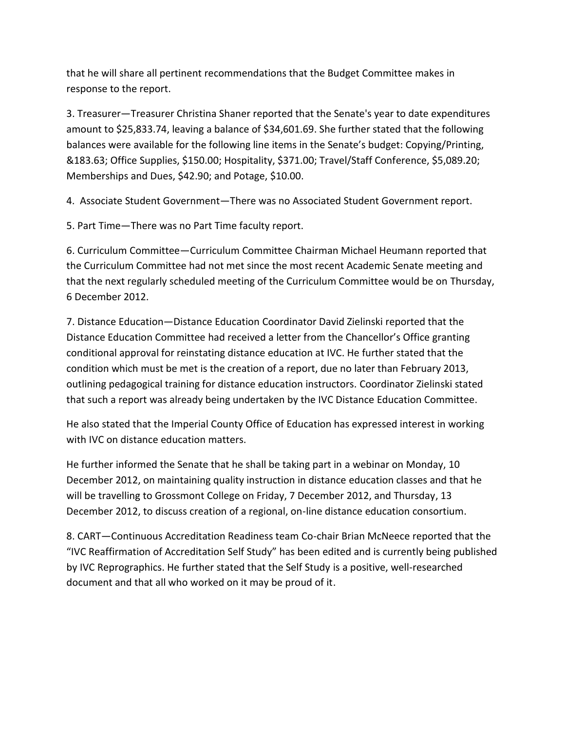that he will share all pertinent recommendations that the Budget Committee makes in response to the report.

3. Treasurer—Treasurer Christina Shaner reported that the Senate's year to date expenditures amount to $25,833.74, leaving a balance of $34,601.69. She further stated that the following balances were available for the following line items in the Senate's budget: Copying/Printing, &183.63; Office Supplies, $150.00; Hospitality, $371.00; Travel/Staff Conference, $5,089.20; Memberships and Dues, $42.90; and Potage, $10.00.

4. Associate Student Government—There was no Associated Student Government report.

5. Part Time—There was no Part Time faculty report.

6. Curriculum Committee—Curriculum Committee Chairman Michael Heumann reported that the Curriculum Committee had not met since the most recent Academic Senate meeting and that the next regularly scheduled meeting of the Curriculum Committee would be on Thursday, 6 December 2012.

7. Distance Education—Distance Education Coordinator David Zielinski reported that the Distance Education Committee had received a letter from the Chancellor's Office granting conditional approval for reinstating distance education at IVC. He further stated that the condition which must be met is the creation of a report, due no later than February 2013, outlining pedagogical training for distance education instructors. Coordinator Zielinski stated that such a report was already being undertaken by the IVC Distance Education Committee.

He also stated that the Imperial County Office of Education has expressed interest in working with IVC on distance education matters.

He further informed the Senate that he shall be taking part in a webinar on Monday, 10 December 2012, on maintaining quality instruction in distance education classes and that he will be travelling to Grossmont College on Friday, 7 December 2012, and Thursday, 13 December 2012, to discuss creation of a regional, on-line distance education consortium.

8. CART—Continuous Accreditation Readiness team Co-chair Brian McNeece reported that the "IVC Reaffirmation of Accreditation Self Study" has been edited and is currently being published by IVC Reprographics. He further stated that the Self Study is a positive, well-researched document and that all who worked on it may be proud of it.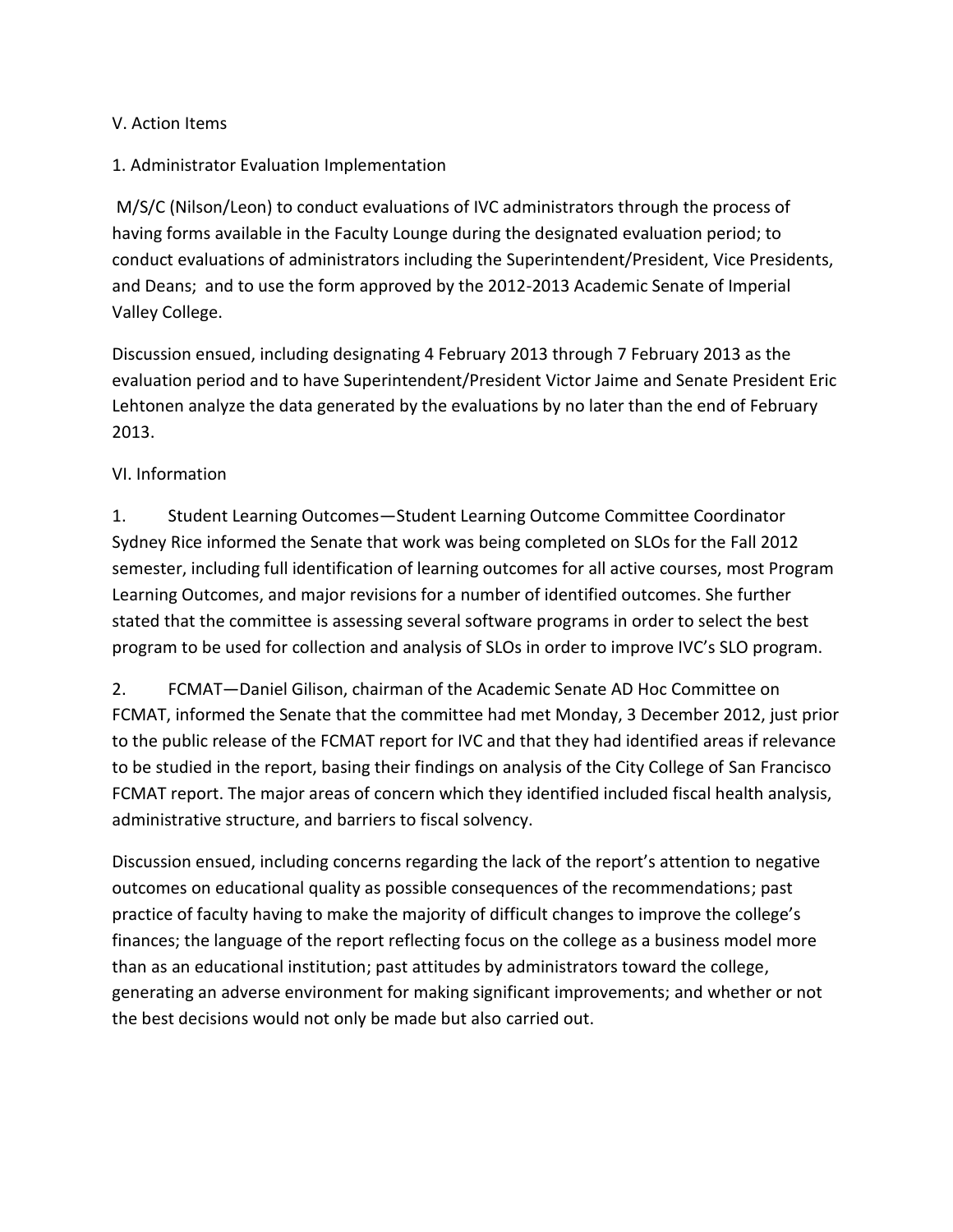V. Action Items

1. Administrator Evaluation Implementation

M/S/C (Nilson/Leon) to conduct evaluations of IVC administrators through the process of having forms available in the Faculty Lounge during the designated evaluation period; to conduct evaluations of administrators including the Superintendent/President, Vice Presidents, and Deans; and to use the form approved by the 2012-2013 Academic Senate of Imperial Valley College.

Discussion ensued, including designating 4 February 2013 through 7 February 2013 as the evaluation period and to have Superintendent/President Victor Jaime and Senate President Eric Lehtonen analyze the data generated by the evaluations by no later than the end of February 2013.

VI. Information

1. Student Learning Outcomes—Student Learning Outcome Committee Coordinator Sydney Rice informed the Senate that work was being completed on SLOs for the Fall 2012 semester, including full identification of learning outcomes for all active courses, most Program Learning Outcomes, and major revisions for a number of identified outcomes. She further stated that the committee is assessing several software programs in order to select the best program to be used for collection and analysis of SLOs in order to improve IVC's SLO program.

2. FCMAT—Daniel Gilison, chairman of the Academic Senate AD Hoc Committee on FCMAT, informed the Senate that the committee had met Monday, 3 December 2012, just prior to the public release of the FCMAT report for IVC and that they had identified areas if relevance to be studied in the report, basing their findings on analysis of the City College of San Francisco FCMAT report. The major areas of concern which they identified included fiscal health analysis, administrative structure, and barriers to fiscal solvency.

Discussion ensued, including concerns regarding the lack of the report's attention to negative outcomes on educational quality as possible consequences of the recommendations; past practice of faculty having to make the majority of difficult changes to improve the college's finances; the language of the report reflecting focus on the college as a business model more than as an educational institution; past attitudes by administrators toward the college, generating an adverse environment for making significant improvements; and whether or not the best decisions would not only be made but also carried out.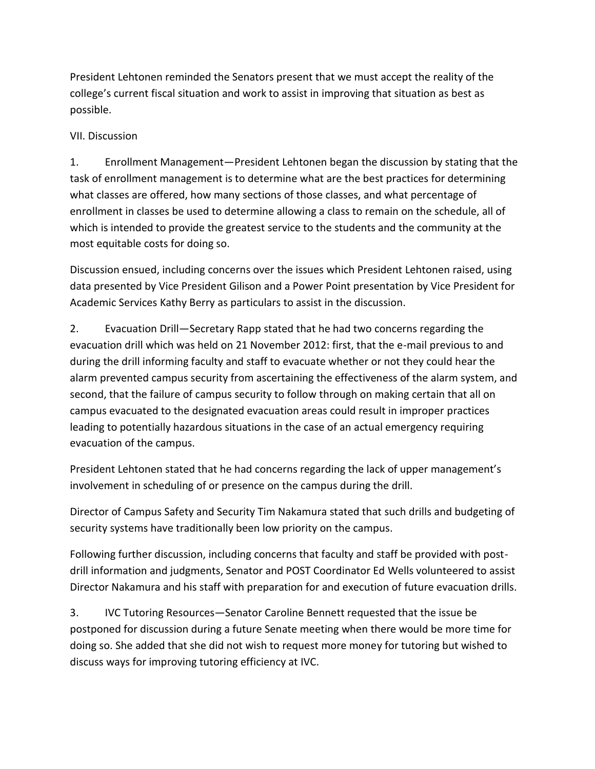President Lehtonen reminded the Senators present that we must accept the reality of the college's current fiscal situation and work to assist in improving that situation as best as possible.

## VII. Discussion

1. Enrollment Management—President Lehtonen began the discussion by stating that the task of enrollment management is to determine what are the best practices for determining what classes are offered, how many sections of those classes, and what percentage of enrollment in classes be used to determine allowing a class to remain on the schedule, all of which is intended to provide the greatest service to the students and the community at the most equitable costs for doing so.

Discussion ensued, including concerns over the issues which President Lehtonen raised, using data presented by Vice President Gilison and a Power Point presentation by Vice President for Academic Services Kathy Berry as particulars to assist in the discussion.

2. Evacuation Drill—Secretary Rapp stated that he had two concerns regarding the evacuation drill which was held on 21 November 2012: first, that the e-mail previous to and during the drill informing faculty and staff to evacuate whether or not they could hear the alarm prevented campus security from ascertaining the effectiveness of the alarm system, and second, that the failure of campus security to follow through on making certain that all on campus evacuated to the designated evacuation areas could result in improper practices leading to potentially hazardous situations in the case of an actual emergency requiring evacuation of the campus.

President Lehtonen stated that he had concerns regarding the lack of upper management's involvement in scheduling of or presence on the campus during the drill.

Director of Campus Safety and Security Tim Nakamura stated that such drills and budgeting of security systems have traditionally been low priority on the campus.

Following further discussion, including concerns that faculty and staff be provided with post-drill information and judgments, Senator and POST Coordinator Ed Wells volunteered to assist Director Nakamura and his staff with preparation for and execution of future evacuation drills.

3. IVC Tutoring Resources—Senator Caroline Bennett requested that the issue be postponed for discussion during a future Senate meeting when there would be more time for doing so. She added that she did not wish to request more money for tutoring but wished to discuss ways for improving tutoring efficiency at IVC.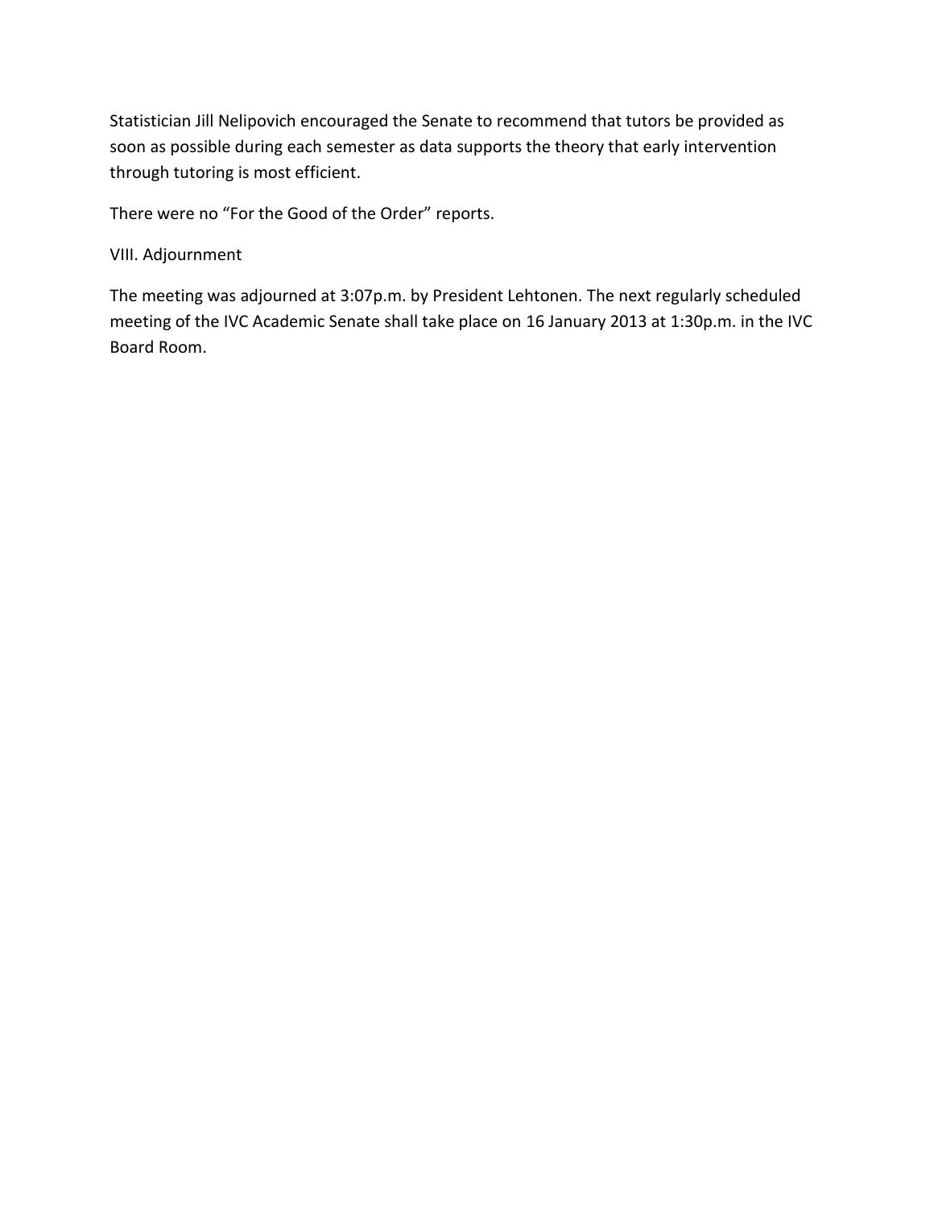Statistician Jill Nelipovich encouraged the Senate to recommend that tutors be provided as soon as possible during each semester as data supports the theory that early intervention through tutoring is most efficient.

There were no "For the Good of the Order" reports.

VIII. Adjournment

The meeting was adjourned at 3:07p.m. by President Lehtonen. The next regularly scheduled meeting of the IVC Academic Senate shall take place on 16 January 2013 at 1:30p.m. in the IVC Board Room.